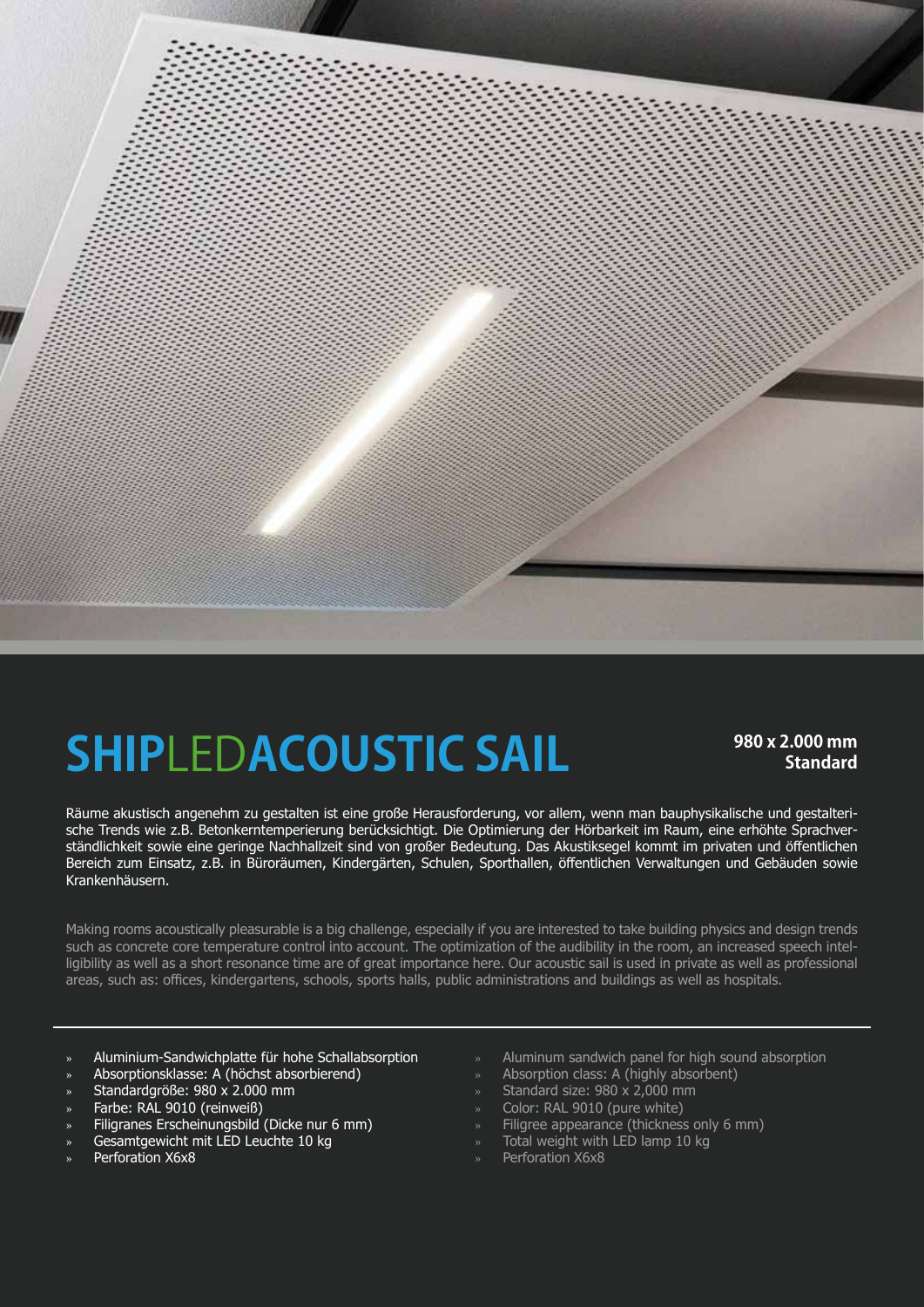# SHIPLEDACOUSTIC SAIL

**980 x 2.000 mm**
**Standard**

Räume akustisch angenehm zu gestalten ist eine große Herausforderung, vor allem, wenn man bauphysikalische und gestalterische Trends wie z.B. Betonkerntemperierung berücksichtigt. Die Optimierung der Hörbarkeit im Raum, eine erhöhte Sprachverständlichkeit sowie eine geringe Nachhallzeit sind von großer Bedeutung. Das Akustiksegel kommt im privaten und öffentlichen Bereich zum Einsatz, z.B. in Büroräumen, Kindergärten, Schulen, Sporthallen, öffentlichen Verwaltungen und Gebäuden sowie Krankenhäusern.

Making rooms acoustically pleasurable is a big challenge, especially if you are interested to take building physics and design trends such as concrete core temperature control into account. The optimization of the audibility in the room, an increased speech intelligibility as well as a short resonance time are of great importance here. Our acoustic sail is used in private as well as professional areas, such as: offices, kindergartens, schools, sports halls, public administrations and buildings as well as hospitals.

- Aluminium-Sandwichplatte für hohe Schallabsorption
- Absorptionsklasse: A (höchst absorbierend)
- Standardgröße: 980 x 2.000 mm
- Farbe: RAL 9010 (reinweiß)
- Filigranes Erscheinungsbild (Dicke nur 6 mm)
- Gesamtgewicht mit LED Leuchte 10 kg
- Perforation X6x8

- Aluminum sandwich panel for high sound absorption
- Absorption class: A (highly absorbent)
- Standard size: 980 x 2,000 mm
- Color: RAL 9010 (pure white)
- Filigree appearance (thickness only 6 mm)
- Total weight with LED lamp 10 kg
- Perforation X6x8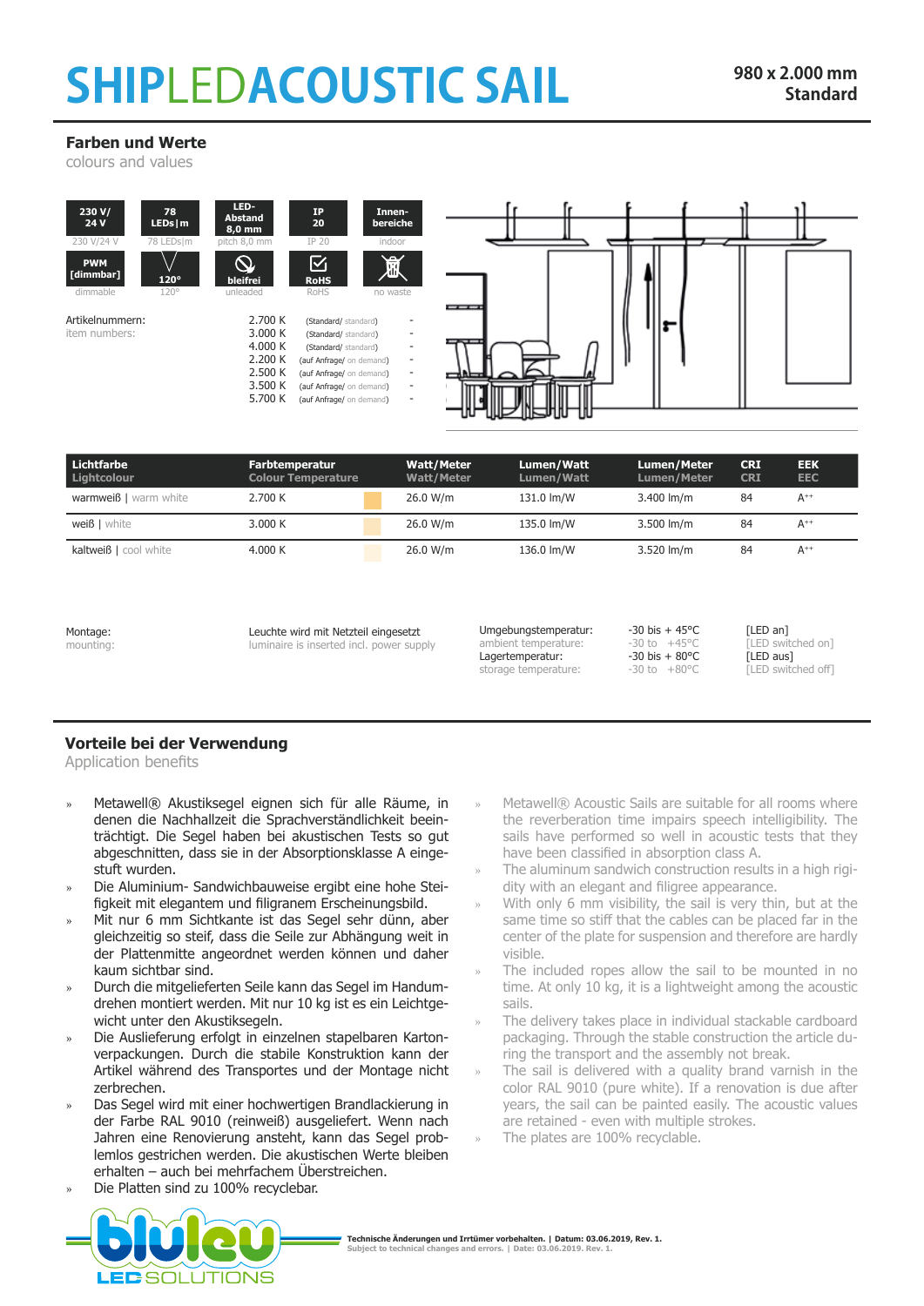# SHIPLEDACOUSTIC SAIL

**980 x 2.000 mm**
**Standard**

## Farben und Werte
colours and values

| 230 V/ 24 V | 78 LEDs\|m | LED-Abstand 8,0 mm | IP 20 | Innen-bereiche |
|---|---|---|---|---|
| 230 V/24 V | 78 LEDs\|m | pitch 8,0 mm | IP 20 | indoor |
| PWM [dimmbar] | 120° | bleifrei | RoHS | |
| dimmable | 120° | unleaded | RoHS | no waste |

Artikelnummern:
item numbers:

| | | |
|---|---|---|
| 2.700 K | (Standard/ standard) | - |
| 3.000 K | (Standard/ standard) | - |
| 4.000 K | (Standard/ standard) | - |
| 2.200 K | (auf Anfrage/ on demand) | - |
| 2.500 K | (auf Anfrage/ on demand) | - |
| 3.500 K | (auf Anfrage/ on demand) | - |
| 5.700 K | (auf Anfrage/ on demand) | - |

| Lichtfarbe Lightcolour | Farbtemperatur Colour Temperature | Watt/Meter Watt/Meter | Lumen/Watt Lumen/Watt | Lumen/Meter Lumen/Meter | CRI CRI | EEK EEC |
|---|---|---|---|---|---|---|
| warmweiß \| warm white | 2.700 K | 26.0 W/m | 131.0 lm/W | 3.400 lm/m | 84 | A++ |
| weiß \| white | 3.000 K | 26.0 W/m | 135.0 lm/W | 3.500 lm/m | 84 | A++ |
| kaltweiß \| cool white | 4.000 K | 26.0 W/m | 136.0 lm/W | 3.520 lm/m | 84 | A++ |

Montage:
mounting:

Leuchte wird mit Netzteil eingesetzt
luminaire is inserted incl. power supply

| | | |
|---|---|---|
| Umgebungstemperatur: ambient temperature: | -30 bis + 45°C / -30 to +45°C | [LED an] / [LED switched on] |
| Lagertemperatur: storage temperature: | -30 bis + 80°C / -30 to +80°C | [LED aus] / [LED switched off] |

## Vorteile bei der Verwendung
Application benefits

- Metawell® Akustiksegel eignen sich für alle Räume, in denen die Nachhallzeit die Sprachverständlichkeit beeinträchtigt. Die Segel haben bei akustischen Tests so gut abgeschnitten, dass sie in der Absorptionsklasse A eingestuft wurden.
- Die Aluminium- Sandwichbauweise ergibt eine hohe Steifigkeit mit elegantem und filigranem Erscheinungsbild.
- Mit nur 6 mm Sichtkante ist das Segel sehr dünn, aber gleichzeitig so steif, dass die Seile zur Abhängung weit in der Plattenmitte angeordnet werden können und daher kaum sichtbar sind.
- Durch die mitgelieferten Seile kann das Segel im Handumdrehen montiert werden. Mit nur 10 kg ist es ein Leichtgewicht unter den Akustiksegeln.
- Die Auslieferung erfolgt in einzelnen stapelbaren Kartonverpackungen. Durch die stabile Konstruktion kann der Artikel während des Transportes und der Montage nicht zerbrechen.
- Das Segel wird mit einer hochwertigen Brandlackierung in der Farbe RAL 9010 (reinweiß) ausgeliefert. Wenn nach Jahren eine Renovierung ansteht, kann das Segel problemlos gestrichen werden. Die akustischen Werte bleiben erhalten – auch bei mehrfachem Überstreichen.
- Die Platten sind zu 100% recyclebar.

- Metawell® Acoustic Sails are suitable for all rooms where the reverberation time impairs speech intelligibility. The sails have performed so well in acoustic tests that they have been classified in absorption class A.
- The aluminum sandwich construction results in a high rigidity with an elegant and filigree appearance.
- With only 6 mm visibility, the sail is very thin, but at the same time so stiff that the cables can be placed far in the center of the plate for suspension and therefore are hardly visible.
- The included ropes allow the sail to be mounted in no time. At only 10 kg, it is a lightweight among the acoustic sails.
- The delivery takes place in individual stackable cardboard packaging. Through the stable construction the article during the transport and the assembly not break.
- The sail is delivered with a quality brand varnish in the color RAL 9010 (pure white). If a renovation is due after years, the sail can be painted easily. The acoustic values are retained - even with multiple strokes.
- The plates are 100% recyclable.

bluleu LED SOLUTIONS

**Technische Änderungen und Irrtümer vorbehalten. | Datum: 03.06.2019, Rev. 1.**
Subject to technical changes and errors. | Date: 03.06.2019. Rev. 1.